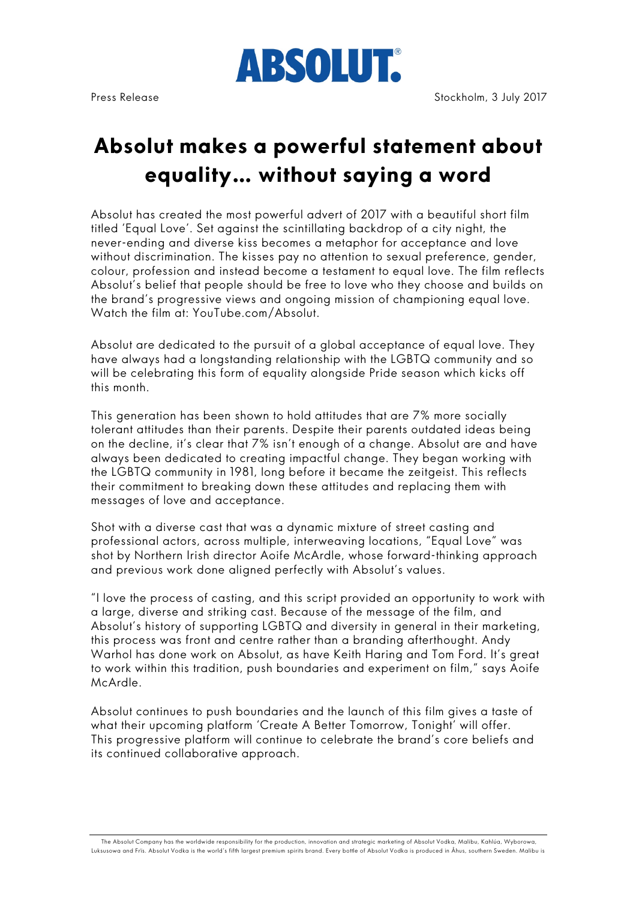ABSOLUT.

Press Release

Stockholm, 3 July 2017

# Absolut makes a powerful statement about equality… without saying a word

Absolut has created the most powerful advert of 2017 with a beautiful short film titled 'Equal Love'. Set against the scintillating backdrop of a city night, the never-ending and diverse kiss becomes a metaphor for acceptance and love without discrimination. The kisses pay no attention to sexual preference, gender, colour, profession and instead become a testament to equal love. The film reflects Absolut's belief that people should be free to love who they choose and builds on the brand's progressive views and ongoing mission of championing equal love. Watch the film at: YouTube.com/Absolut.

Absolut are dedicated to the pursuit of a global acceptance of equal love. They have always had a longstanding relationship with the LGBTQ community and so will be celebrating this form of equality alongside Pride season which kicks off this month.

This generation has been shown to hold attitudes that are 7% more socially tolerant attitudes than their parents. Despite their parents outdated ideas being on the decline, it's clear that 7% isn't enough of a change. Absolut are and have always been dedicated to creating impactful change. They began working with the LGBTQ community in 1981, long before it became the zeitgeist. This reflects their commitment to breaking down these attitudes and replacing them with messages of love and acceptance.

Shot with a diverse cast that was a dynamic mixture of street casting and professional actors, across multiple, interweaving locations, "Equal Love" was shot by Northern Irish director Aoife McArdle, whose forward-thinking approach and previous work done aligned perfectly with Absolut's values.

"I love the process of casting, and this script provided an opportunity to work with a large, diverse and striking cast. Because of the message of the film, and Absolut's history of supporting LGBTQ and diversity in general in their marketing, this process was front and centre rather than a branding afterthought. Andy Warhol has done work on Absolut, as have Keith Haring and Tom Ford. It's great to work within this tradition, push boundaries and experiment on film," says Aoife McArdle.

Absolut continues to push boundaries and the launch of this film gives a taste of what their upcoming platform 'Create A Better Tomorrow, Tonight' will offer. This progressive platform will continue to celebrate the brand's core beliefs and its continued collaborative approach.

The Absolut Company has the worldwide responsibility for the production, innovation and strategic marketing of Absolut Vodka, Malibu, Kahlúa, Wyborowa, Luksusowa and Frïs. Absolut Vodka is the world's fifth largest premium spirits brand. Every bottle of Absolut Vodka is produced in Åhus, southern Sweden. Malibu is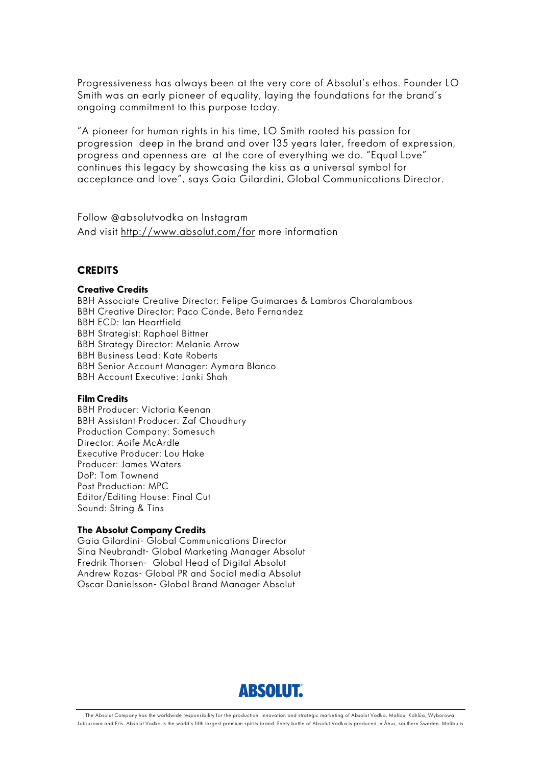Progressiveness has always been at the very core of Absolut's ethos. Founder LO Smith was an early pioneer of equality, laying the foundations for the brand's ongoing commitment to this purpose today.

"A pioneer for human rights in his time, LO Smith rooted his passion for progression deep in the brand and over 135 years later, freedom of expression, progress and openness are at the core of everything we do. "Equal Love" continues this legacy by showcasing the kiss as a universal symbol for acceptance and love", says Gaia Gilardini, Global Communications Director.

Follow @absolutvodka on Instagram
And visit http://www.absolut.com/for more information

## CREDITS

### Creative Credits

BBH Associate Creative Director: Felipe Guimaraes & Lambros Charalambous
BBH Creative Director: Paco Conde, Beto Fernandez
BBH ECD: Ian Heartfield
BBH Strategist: Raphael Bittner
BBH Strategy Director: Melanie Arrow
BBH Business Lead: Kate Roberts
BBH Senior Account Manager: Aymara Blanco
BBH Account Executive: Janki Shah

### Film Credits

BBH Producer: Victoria Keenan
BBH Assistant Producer: Zaf Choudhury
Production Company: Somesuch
Director: Aoife McArdle
Executive Producer: Lou Hake
Producer: James Waters
DoP: Tom Townend
Post Production: MPC
Editor/Editing House: Final Cut
Sound: String & Tins

### The Absolut Company Credits

Gaia Gilardini- Global Communications Director
Sina Neubrandt- Global Marketing Manager Absolut
Fredrik Thorsen- Global Head of Digital Absolut
Andrew Rozas- Global PR and Social media Absolut
Oscar Danielsson- Global Brand Manager Absolut

ABSOLUT.

The Absolut Company has the worldwide responsibility for the production, innovation and strategic marketing of Absolut Vodka, Malibu, Kahlúa, Wyborowa, Luksusowa and Frïs. Absolut Vodka is the world's fifth largest premium spirits brand. Every bottle of Absolut Vodka is produced in Åhus, southern Sweden. Malibu is